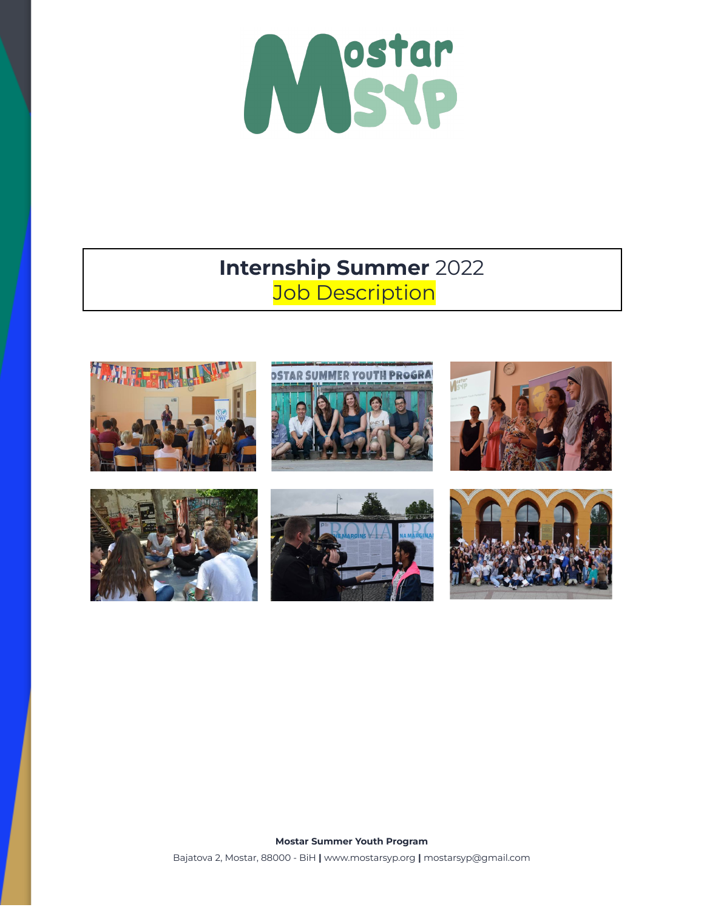# **Internship Summer** 2022

## Job Description

**Mostar Summer Youth Program**

Bajatova 2, Mostar, 88000 - BiH | www.mostarsyp.org | mostarsyp@gmail.com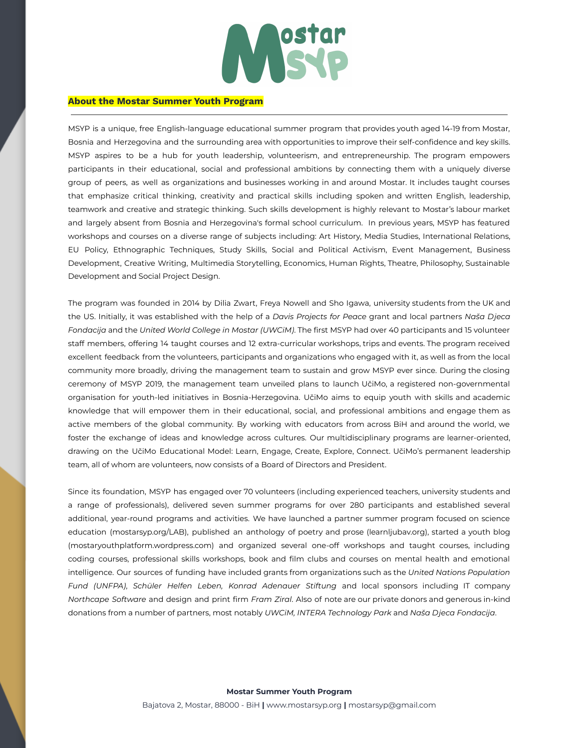## About the Mostar Summer Youth Program

MSYP is a unique, free English-language educational summer program that provides youth aged 14-19 from Mostar, Bosnia and Herzegovina and the surrounding area with opportunities to improve their self-confidence and key skills. MSYP aspires to be a hub for youth leadership, volunteerism, and entrepreneurship. The program empowers participants in their educational, social and professional ambitions by connecting them with a uniquely diverse group of peers, as well as organizations and businesses working in and around Mostar. It includes taught courses that emphasize critical thinking, creativity and practical skills including spoken and written English, leadership, teamwork and creative and strategic thinking. Such skills development is highly relevant to Mostar's labour market and largely absent from Bosnia and Herzegovina's formal school curriculum. In previous years, MSYP has featured workshops and courses on a diverse range of subjects including: Art History, Media Studies, International Relations, EU Policy, Ethnographic Techniques, Study Skills, Social and Political Activism, Event Management, Business Development, Creative Writing, Multimedia Storytelling, Economics, Human Rights, Theatre, Philosophy, Sustainable Development and Social Project Design.

The program was founded in 2014 by Dilia Zwart, Freya Nowell and Sho Igawa, university students from the UK and the US. Initially, it was established with the help of a *Davis Projects for Peace* grant and local partners *Naša Djeca Fondacija* and the *United World College in Mostar (UWCiM).* The first MSYP had over 40 participants and 15 volunteer staff members, offering 14 taught courses and 12 extra-curricular workshops, trips and events. The program received excellent feedback from the volunteers, participants and organizations who engaged with it, as well as from the local community more broadly, driving the management team to sustain and grow MSYP ever since. During the closing ceremony of MSYP 2019, the management team unveiled plans to launch UčiMo, a registered non-governmental organisation for youth-led initiatives in Bosnia-Herzegovina. UčiMo aims to equip youth with skills and academic knowledge that will empower them in their educational, social, and professional ambitions and engage them as active members of the global community. By working with educators from across BiH and around the world, we foster the exchange of ideas and knowledge across cultures. Our multidisciplinary programs are learner-oriented, drawing on the UčiMo Educational Model: Learn, Engage, Create, Explore, Connect. UčiMo's permanent leadership team, all of whom are volunteers, now consists of a Board of Directors and President.

Since its foundation, MSYP has engaged over 70 volunteers (including experienced teachers, university students and a range of professionals), delivered seven summer programs for over 280 participants and established several additional, year-round programs and activities. We have launched a partner summer program focused on science education (mostarsyp.org/LAB), published an anthology of poetry and prose (learnljubav.org), started a youth blog (mostaryouthplatform.wordpress.com) and organized several one-off workshops and taught courses, including coding courses, professional skills workshops, book and film clubs and courses on mental health and emotional intelligence. Our sources of funding have included grants from organizations such as the *United Nations Population Fund (UNFPA), Schüler Helfen Leben, Konrad Adenauer Stiftung* and local sponsors including IT company *Northcape Software* and design and print firm *Fram Ziral*. Also of note are our private donors and generous in-kind donations from a number of partners, most notably *UWCiM, INTERA Technology Park* and *Naša Djeca Fondacija*.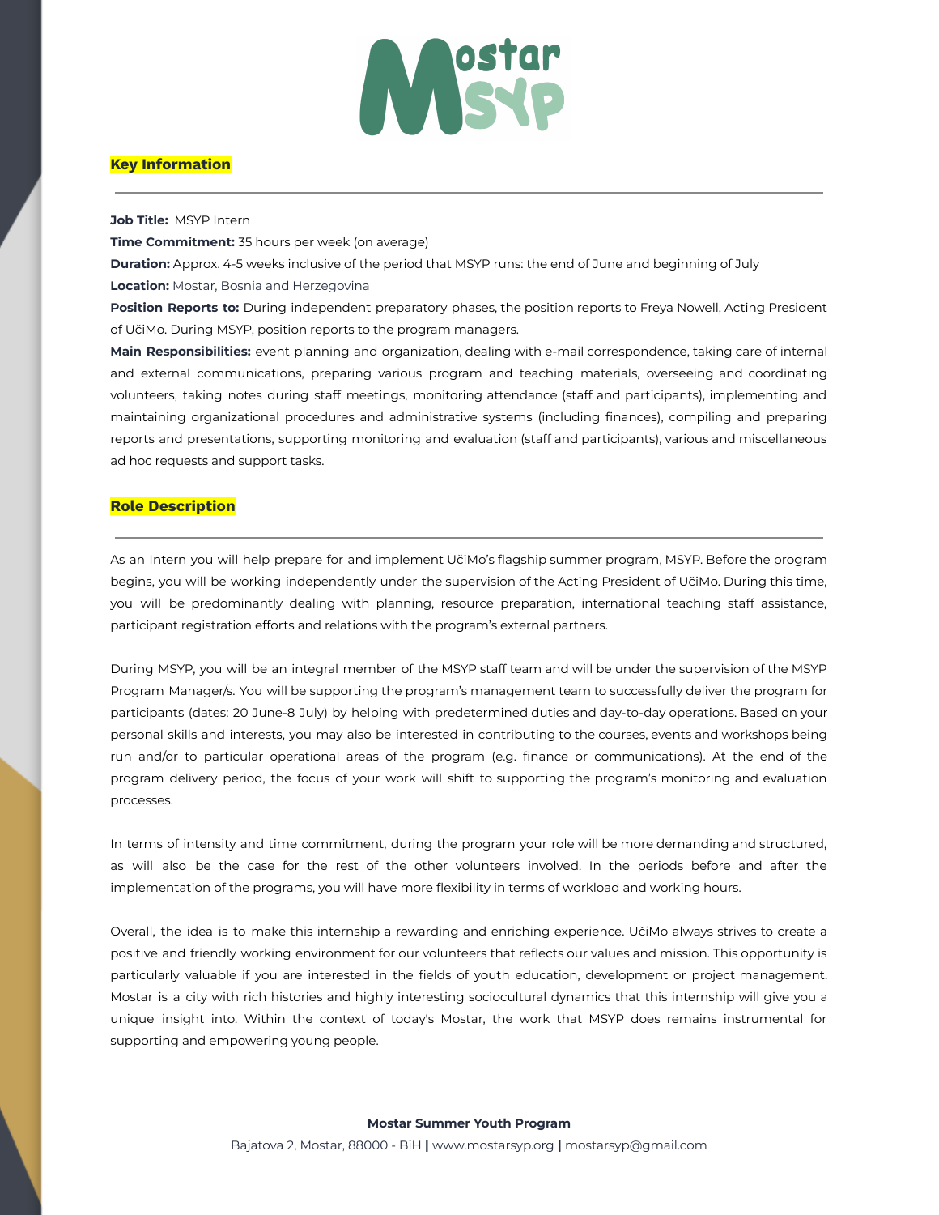## Key Information

**Job Title:** MSYP Intern

**Time Commitment:** 35 hours per week (on average)

**Duration:** Approx. 4-5 weeks inclusive of the period that MSYP runs: the end of June and beginning of July

**Location:** Mostar, Bosnia and Herzegovina

**Position Reports to:** During independent preparatory phases, the position reports to Freya Nowell, Acting President of UčiMo. During MSYP, position reports to the program managers.

**Main Responsibilities:** event planning and organization, dealing with e-mail correspondence, taking care of internal and external communications, preparing various program and teaching materials, overseeing and coordinating volunteers, taking notes during staff meetings, monitoring attendance (staff and participants), implementing and maintaining organizational procedures and administrative systems (including finances), compiling and preparing reports and presentations, supporting monitoring and evaluation (staff and participants), various and miscellaneous ad hoc requests and support tasks.

## Role Description

As an Intern you will help prepare for and implement UčiMo's flagship summer program, MSYP. Before the program begins, you will be working independently under the supervision of the Acting President of UčiMo. During this time, you will be predominantly dealing with planning, resource preparation, international teaching staff assistance, participant registration efforts and relations with the program's external partners.

During MSYP, you will be an integral member of the MSYP staff team and will be under the supervision of the MSYP Program Manager/s. You will be supporting the program's management team to successfully deliver the program for participants (dates: 20 June-8 July) by helping with predetermined duties and day-to-day operations. Based on your personal skills and interests, you may also be interested in contributing to the courses, events and workshops being run and/or to particular operational areas of the program (e.g. finance or communications). At the end of the program delivery period, the focus of your work will shift to supporting the program's monitoring and evaluation processes.

In terms of intensity and time commitment, during the program your role will be more demanding and structured, as will also be the case for the rest of the other volunteers involved. In the periods before and after the implementation of the programs, you will have more flexibility in terms of workload and working hours.

Overall, the idea is to make this internship a rewarding and enriching experience. UčiMo always strives to create a positive and friendly working environment for our volunteers that reflects our values and mission. This opportunity is particularly valuable if you are interested in the fields of youth education, development or project management. Mostar is a city with rich histories and highly interesting sociocultural dynamics that this internship will give you a unique insight into. Within the context of today's Mostar, the work that MSYP does remains instrumental for supporting and empowering young people.

**Mostar Summer Youth Program**

Bajatova 2, Mostar, 88000 - BiH | www.mostarsyp.org | mostarsyp@gmail.com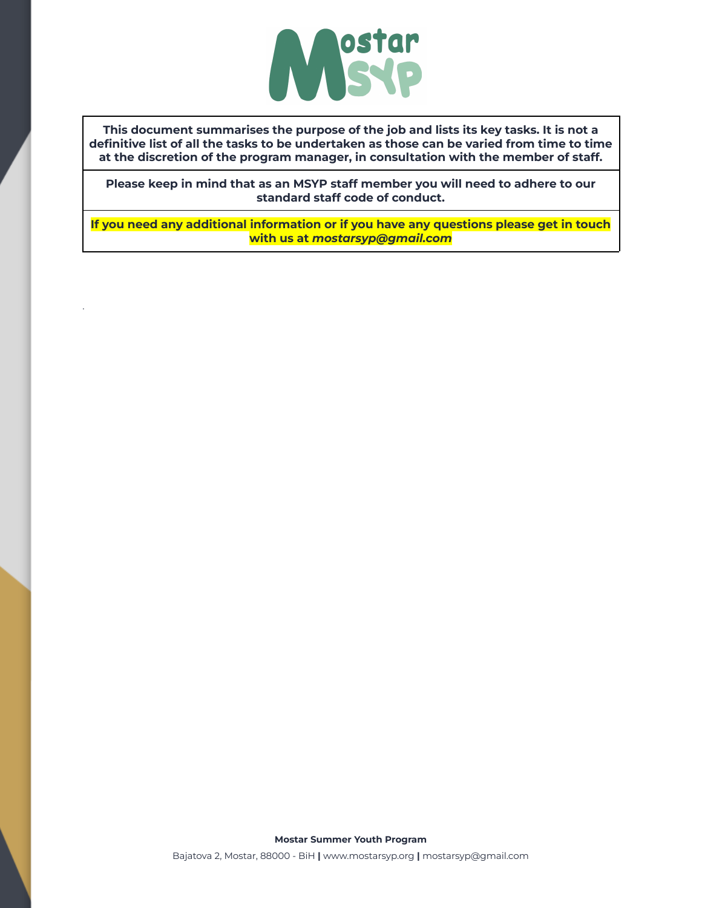| |
|---|
| **This document summarises the purpose of the job and lists its key tasks. It is not a definitive list of all the tasks to be undertaken as those can be varied from time to time at the discretion of the program manager, in consultation with the member of staff.** |
| **Please keep in mind that as an MSYP staff member you will need to adhere to our standard staff code of conduct.** |
| **If you need any additional information or if you have any questions please get in touch with us at *mostarsyp@gmail.com*** |

.

**Mostar Summer Youth Program**

Bajatova 2, Mostar, 88000 - BiH | www.mostarsyp.org | mostarsyp@gmail.com